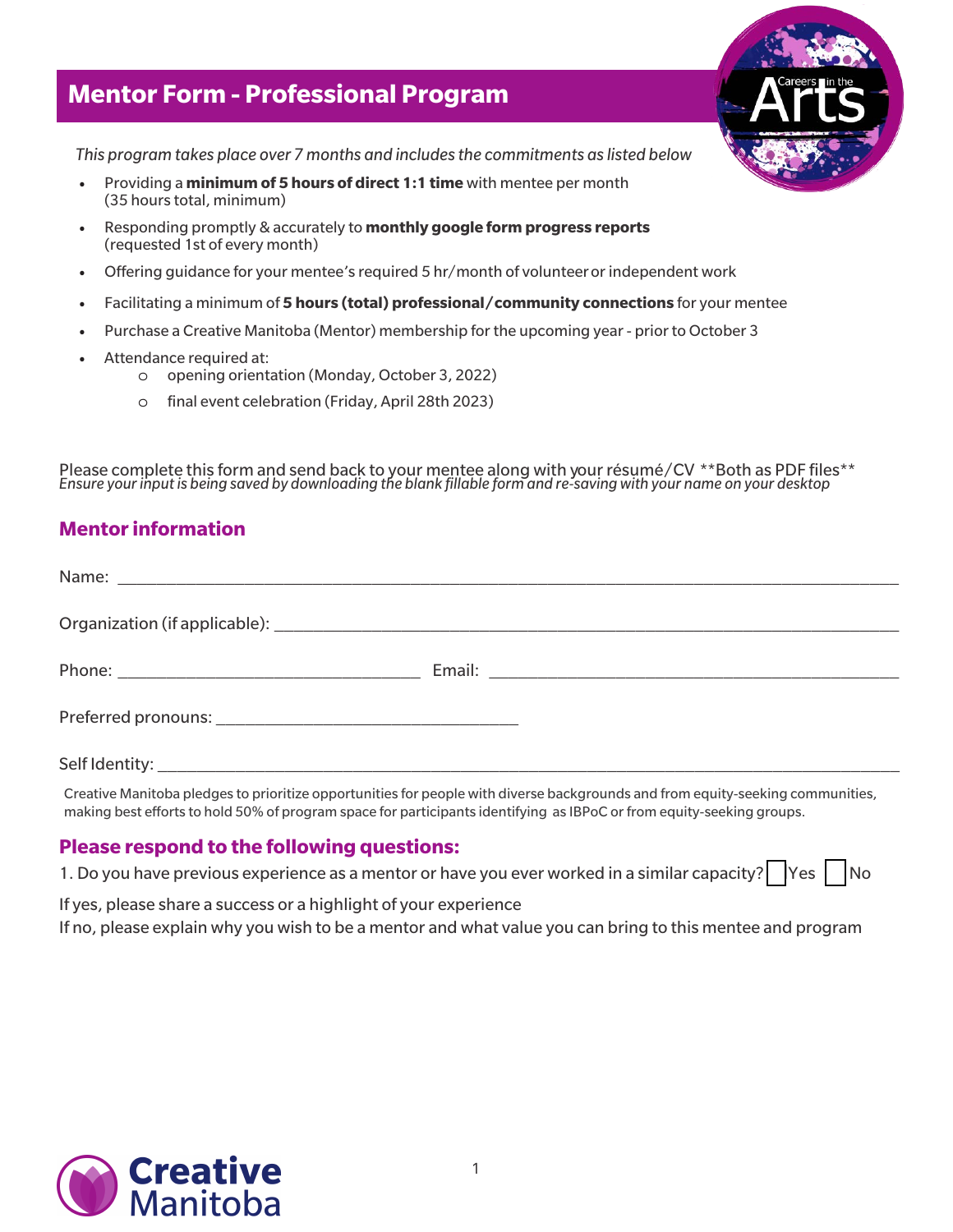# Mentor Form - Professional Program

*This program takes place over 7 months and includes the commitments as listed below*

- Providing a **minimum of 5 hours of direct 1:1 time** with mentee per month (35 hours total, minimum)
- Responding promptly & accurately to **monthly google form progress reports** (requested 1st of every month)
- Offering guidance for your mentee's required 5 hr/month of volunteer or independent work
- Facilitating a minimum of **5 hours (total) professional/community connections** for your mentee
- Purchase a Creative Manitoba (Mentor) membership for the upcoming year - prior to October 3
- Attendance required at:
  - opening orientation (Monday, October 3, 2022)
  - final event celebration (Friday, April 28th 2023)

Please complete this form and send back to your mentee along with your résumé/CV **Both as PDF files**
*Ensure your input is being saved by downloading the blank fillable form and re-saving with your name on your desktop*

## Mentor information

Name: ______________________________

Organization (if applicable): ______________________________

Phone: ______________________________ Email: ______________________________

Preferred pronouns: ______________________________

Self Identity: ______________________________

Creative Manitoba pledges to prioritize opportunities for people with diverse backgrounds and from equity-seeking communities, making best efforts to hold 50% of program space for participants identifying as IBPoC or from equity-seeking groups.

## Please respond to the following questions:

1. Do you have previous experience as a mentor or have you ever worked in a similar capacity? ☐ Yes ☐ No

If yes, please share a success or a highlight of your experience
If no, please explain why you wish to be a mentor and what value you can bring to this mentee and program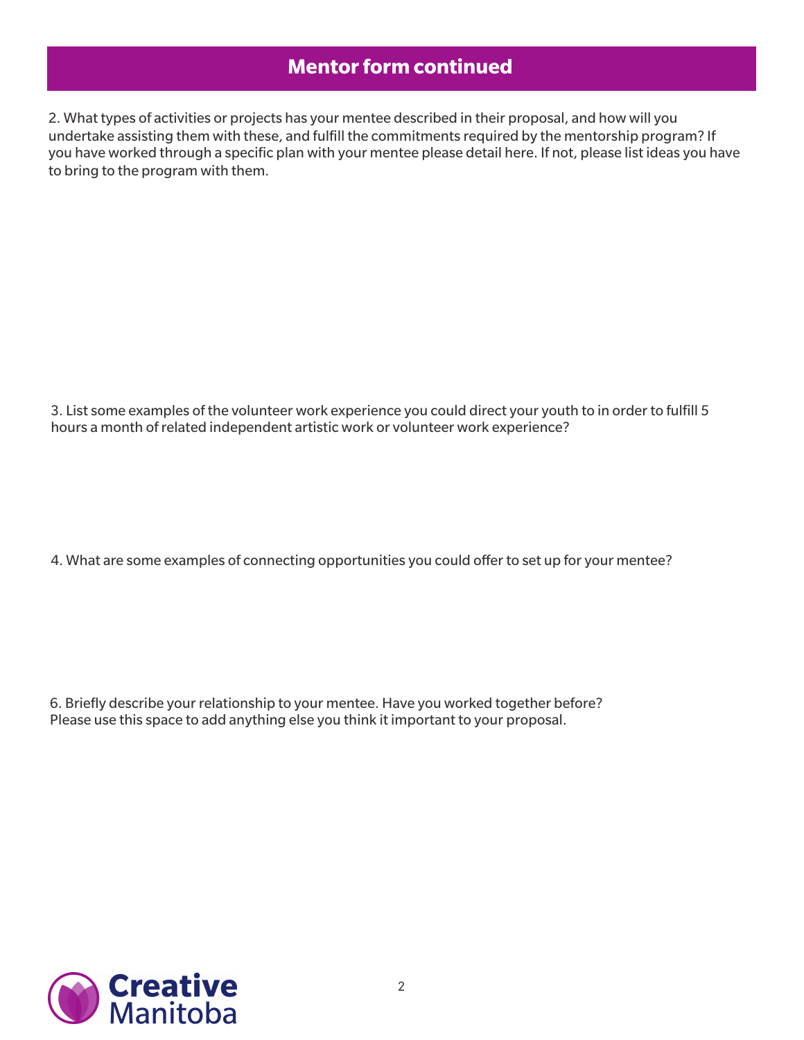## Mentor form continued

2. What types of activities or projects has your mentee described in their proposal, and how will you undertake assisting them with these, and fulfill the commitments required by the mentorship program? If you have worked through a specific plan with your mentee please detail here. If not, please list ideas you have to bring to the program with them.

3. List some examples of the volunteer work experience you could direct your youth to in order to fulfill 5 hours a month of related independent artistic work or volunteer work experience?

4. What are some examples of connecting opportunities you could offer to set up for your mentee?

6. Briefly describe your relationship to your mentee. Have you worked together before?
Please use this space to add anything else you think it important to your proposal.

Creative Manitoba